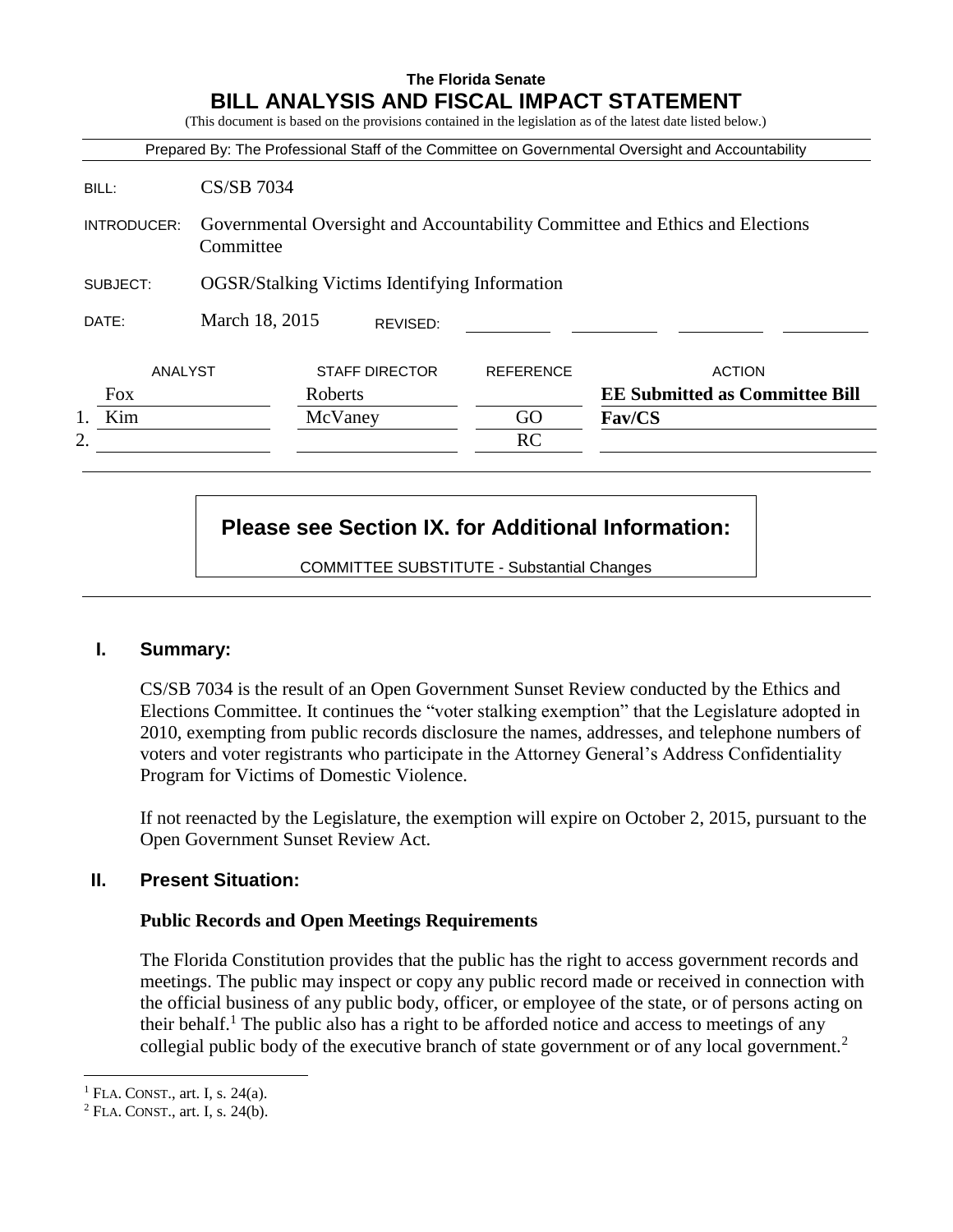**The Florida Senate**

# BILL ANALYSIS AND FISCAL IMPACT STATEMENT

(This document is based on the provisions contained in the legislation as of the latest date listed below.)

Prepared By: The Professional Staff of the Committee on Governmental Oversight and Accountability

BILL: CS/SB 7034

INTRODUCER: Governmental Oversight and Accountability Committee and Ethics and Elections Committee

SUBJECT: OGSR/Stalking Victims Identifying Information

DATE: March 18, 2015 REVISED:

| | ANALYST | STAFF DIRECTOR | REFERENCE | ACTION |
|---|---|---|---|---|
| | Fox | Roberts | | **EE Submitted as Committee Bill** |
| 1. | Kim | McVaney | GO | **Fav/CS** |
| 2. | | | RC | |

**Please see Section IX. for Additional Information:**

COMMITTEE SUBSTITUTE - Substantial Changes

## I. Summary:

CS/SB 7034 is the result of an Open Government Sunset Review conducted by the Ethics and Elections Committee. It continues the "voter stalking exemption" that the Legislature adopted in 2010, exempting from public records disclosure the names, addresses, and telephone numbers of voters and voter registrants who participate in the Attorney General's Address Confidentiality Program for Victims of Domestic Violence.

If not reenacted by the Legislature, the exemption will expire on October 2, 2015, pursuant to the Open Government Sunset Review Act.

## II. Present Situation:

### Public Records and Open Meetings Requirements

The Florida Constitution provides that the public has the right to access government records and meetings. The public may inspect or copy any public record made or received in connection with the official business of any public body, officer, or employee of the state, or of persons acting on their behalf.[1] The public also has a right to be afforded notice and access to meetings of any collegial public body of the executive branch of state government or of any local government.[2]

[1] FLA. CONST., art. I, s. 24(a).

[2] FLA. CONST., art. I, s. 24(b).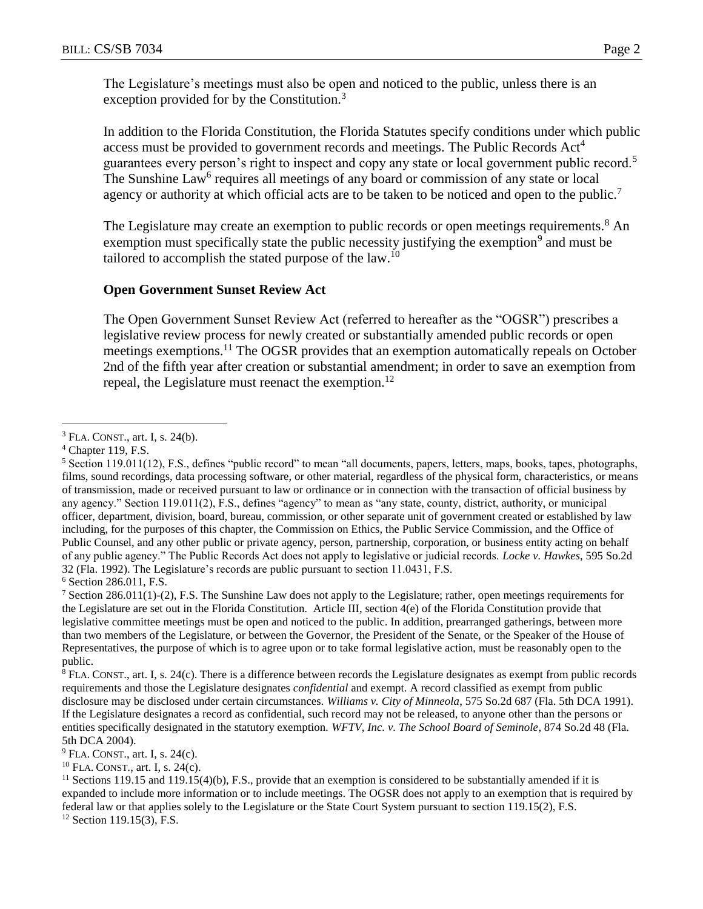The Legislature's meetings must also be open and noticed to the public, unless there is an exception provided for by the Constitution.[3]

In addition to the Florida Constitution, the Florida Statutes specify conditions under which public access must be provided to government records and meetings. The Public Records Act[4] guarantees every person's right to inspect and copy any state or local government public record.[5] The Sunshine Law[6] requires all meetings of any board or commission of any state or local agency or authority at which official acts are to be taken to be noticed and open to the public.[7]

The Legislature may create an exemption to public records or open meetings requirements.[8] An exemption must specifically state the public necessity justifying the exemption[9] and must be tailored to accomplish the stated purpose of the law.[10]

### Open Government Sunset Review Act

The Open Government Sunset Review Act (referred to hereafter as the "OGSR") prescribes a legislative review process for newly created or substantially amended public records or open meetings exemptions.[11] The OGSR provides that an exemption automatically repeals on October 2nd of the fifth year after creation or substantial amendment; in order to save an exemption from repeal, the Legislature must reenact the exemption.[12]

---

[3] FLA. CONST., art. I, s. 24(b).

[4] Chapter 119, F.S.

[5] Section 119.011(12), F.S., defines "public record" to mean "all documents, papers, letters, maps, books, tapes, photographs, films, sound recordings, data processing software, or other material, regardless of the physical form, characteristics, or means of transmission, made or received pursuant to law or ordinance or in connection with the transaction of official business by any agency." Section 119.011(2), F.S., defines "agency" to mean as "any state, county, district, authority, or municipal officer, department, division, board, bureau, commission, or other separate unit of government created or established by law including, for the purposes of this chapter, the Commission on Ethics, the Public Service Commission, and the Office of Public Counsel, and any other public or private agency, person, partnership, corporation, or business entity acting on behalf of any public agency." The Public Records Act does not apply to legislative or judicial records. *Locke v. Hawkes*, 595 So.2d 32 (Fla. 1992). The Legislature's records are public pursuant to section 11.0431, F.S.

[6] Section 286.011, F.S.

[7] Section 286.011(1)-(2), F.S. The Sunshine Law does not apply to the Legislature; rather, open meetings requirements for the Legislature are set out in the Florida Constitution. Article III, section 4(e) of the Florida Constitution provide that legislative committee meetings must be open and noticed to the public. In addition, prearranged gatherings, between more than two members of the Legislature, or between the Governor, the President of the Senate, or the Speaker of the House of Representatives, the purpose of which is to agree upon or to take formal legislative action, must be reasonably open to the public.

[8] FLA. CONST., art. I, s. 24(c). There is a difference between records the Legislature designates as exempt from public records requirements and those the Legislature designates *confidential* and exempt. A record classified as exempt from public disclosure may be disclosed under certain circumstances. *Williams v. City of Minneola*, 575 So.2d 687 (Fla. 5th DCA 1991). If the Legislature designates a record as confidential, such record may not be released, to anyone other than the persons or entities specifically designated in the statutory exemption. *WFTV, Inc. v. The School Board of Seminole*, 874 So.2d 48 (Fla. 5th DCA 2004).

[9] FLA. CONST., art. I, s. 24(c).

[10] FLA. CONST., art. I, s. 24(c).

[11] Sections 119.15 and 119.15(4)(b), F.S., provide that an exemption is considered to be substantially amended if it is expanded to include more information or to include meetings. The OGSR does not apply to an exemption that is required by federal law or that applies solely to the Legislature or the State Court System pursuant to section 119.15(2), F.S.

[12] Section 119.15(3), F.S.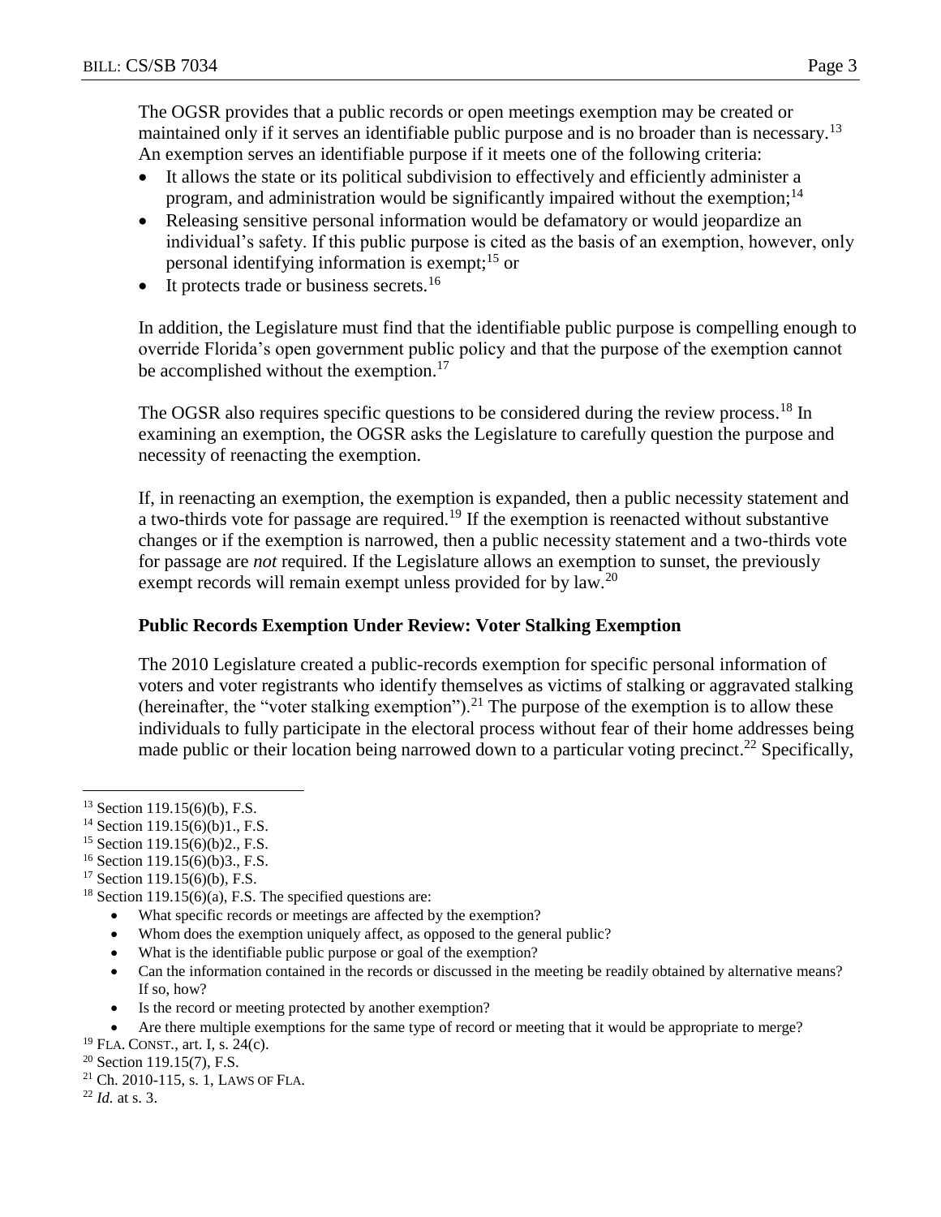The OGSR provides that a public records or open meetings exemption may be created or maintained only if it serves an identifiable public purpose and is no broader than is necessary.[13] An exemption serves an identifiable purpose if it meets one of the following criteria:

- It allows the state or its political subdivision to effectively and efficiently administer a program, and administration would be significantly impaired without the exemption;[14]
- Releasing sensitive personal information would be defamatory or would jeopardize an individual's safety. If this public purpose is cited as the basis of an exemption, however, only personal identifying information is exempt;[15] or
- It protects trade or business secrets.[16]

In addition, the Legislature must find that the identifiable public purpose is compelling enough to override Florida's open government public policy and that the purpose of the exemption cannot be accomplished without the exemption.[17]

The OGSR also requires specific questions to be considered during the review process.[18] In examining an exemption, the OGSR asks the Legislature to carefully question the purpose and necessity of reenacting the exemption.

If, in reenacting an exemption, the exemption is expanded, then a public necessity statement and a two-thirds vote for passage are required.[19] If the exemption is reenacted without substantive changes or if the exemption is narrowed, then a public necessity statement and a two-thirds vote for passage are *not* required. If the Legislature allows an exemption to sunset, the previously exempt records will remain exempt unless provided for by law.[20]

### Public Records Exemption Under Review: Voter Stalking Exemption

The 2010 Legislature created a public-records exemption for specific personal information of voters and voter registrants who identify themselves as victims of stalking or aggravated stalking (hereinafter, the "voter stalking exemption").[21] The purpose of the exemption is to allow these individuals to fully participate in the electoral process without fear of their home addresses being made public or their location being narrowed down to a particular voting precinct.[22] Specifically,

---

[13] Section 119.15(6)(b), F.S.

[14] Section 119.15(6)(b)1., F.S.

[15] Section 119.15(6)(b)2., F.S.

[16] Section 119.15(6)(b)3., F.S.

[17] Section 119.15(6)(b), F.S.

[18] Section 119.15(6)(a), F.S. The specified questions are:

- What specific records or meetings are affected by the exemption?
- Whom does the exemption uniquely affect, as opposed to the general public?
- What is the identifiable public purpose or goal of the exemption?
- Can the information contained in the records or discussed in the meeting be readily obtained by alternative means? If so, how?
- Is the record or meeting protected by another exemption?
- Are there multiple exemptions for the same type of record or meeting that it would be appropriate to merge?

[19] FLA. CONST., art. I, s. 24(c).

[20] Section 119.15(7), F.S.

[21] Ch. 2010-115, s. 1, LAWS OF FLA.

[22] *Id.* at s. 3.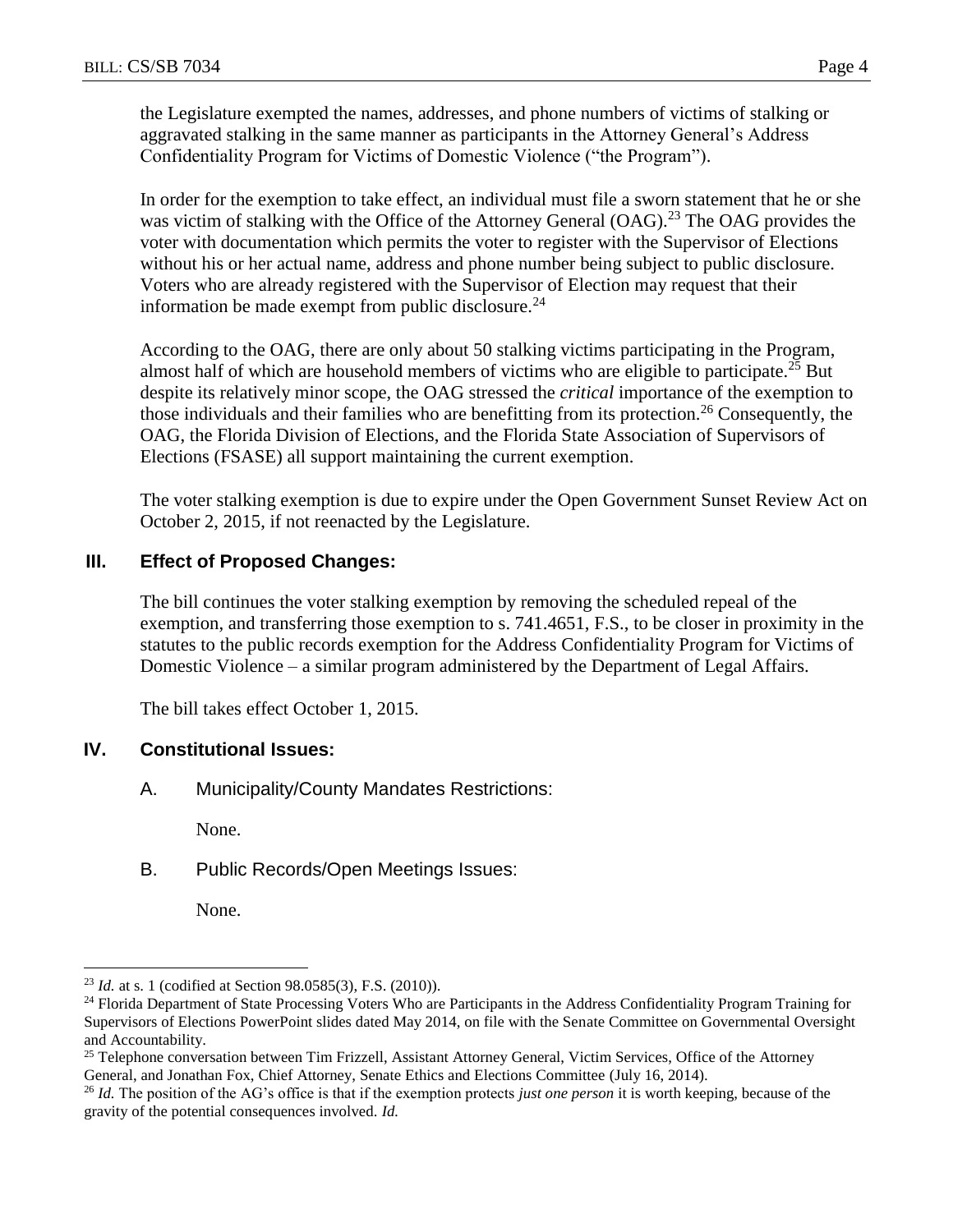the Legislature exempted the names, addresses, and phone numbers of victims of stalking or aggravated stalking in the same manner as participants in the Attorney General's Address Confidentiality Program for Victims of Domestic Violence ("the Program").

In order for the exemption to take effect, an individual must file a sworn statement that he or she was victim of stalking with the Office of the Attorney General (OAG).[23] The OAG provides the voter with documentation which permits the voter to register with the Supervisor of Elections without his or her actual name, address and phone number being subject to public disclosure. Voters who are already registered with the Supervisor of Election may request that their information be made exempt from public disclosure.[24]

According to the OAG, there are only about 50 stalking victims participating in the Program, almost half of which are household members of victims who are eligible to participate.[25] But despite its relatively minor scope, the OAG stressed the *critical* importance of the exemption to those individuals and their families who are benefitting from its protection.[26] Consequently, the OAG, the Florida Division of Elections, and the Florida State Association of Supervisors of Elections (FSASE) all support maintaining the current exemption.

The voter stalking exemption is due to expire under the Open Government Sunset Review Act on October 2, 2015, if not reenacted by the Legislature.

## III. Effect of Proposed Changes:

The bill continues the voter stalking exemption by removing the scheduled repeal of the exemption, and transferring those exemption to s. 741.4651, F.S., to be closer in proximity in the statutes to the public records exemption for the Address Confidentiality Program for Victims of Domestic Violence – a similar program administered by the Department of Legal Affairs.

The bill takes effect October 1, 2015.

## IV. Constitutional Issues:

### A. Municipality/County Mandates Restrictions:

None.

### B. Public Records/Open Meetings Issues:

None.

---

[23] *Id.* at s. 1 (codified at Section 98.0585(3), F.S. (2010)).

[24] Florida Department of State Processing Voters Who are Participants in the Address Confidentiality Program Training for Supervisors of Elections PowerPoint slides dated May 2014, on file with the Senate Committee on Governmental Oversight and Accountability.

[25] Telephone conversation between Tim Frizzell, Assistant Attorney General, Victim Services, Office of the Attorney General, and Jonathan Fox, Chief Attorney, Senate Ethics and Elections Committee (July 16, 2014).

[26] *Id.* The position of the AG's office is that if the exemption protects *just one person* it is worth keeping, because of the gravity of the potential consequences involved. *Id.*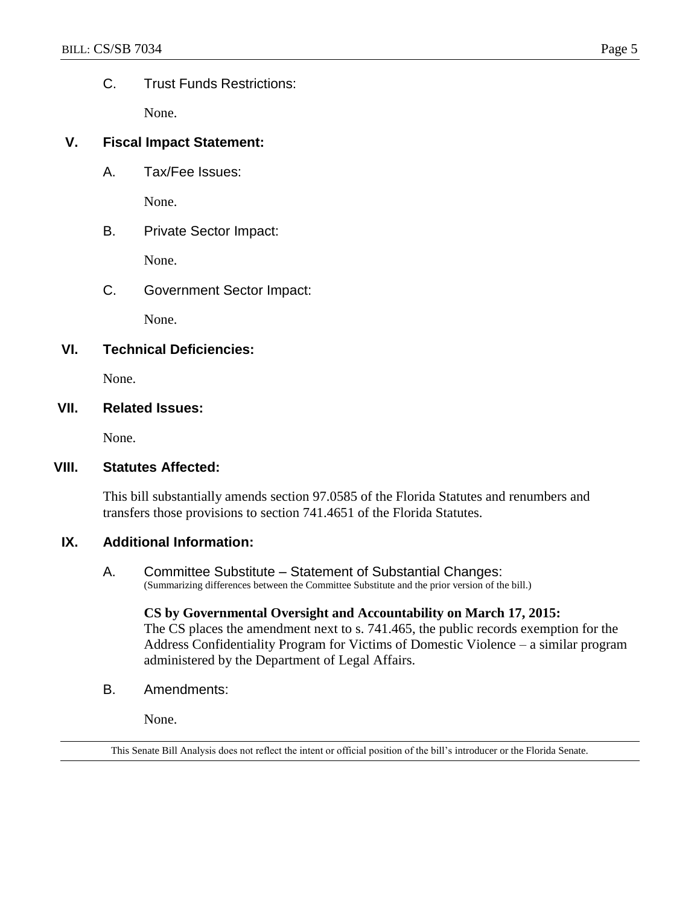C. Trust Funds Restrictions:

None.

## V. Fiscal Impact Statement:

A. Tax/Fee Issues:

None.

B. Private Sector Impact:

None.

C. Government Sector Impact:

None.

## VI. Technical Deficiencies:

None.

## VII. Related Issues:

None.

## VIII. Statutes Affected:

This bill substantially amends section 97.0585 of the Florida Statutes and renumbers and transfers those provisions to section 741.4651 of the Florida Statutes.

## IX. Additional Information:

A. Committee Substitute – Statement of Substantial Changes:
(Summarizing differences between the Committee Substitute and the prior version of the bill.)

**CS by Governmental Oversight and Accountability on March 17, 2015:**
The CS places the amendment next to s. 741.465, the public records exemption for the Address Confidentiality Program for Victims of Domestic Violence – a similar program administered by the Department of Legal Affairs.

B. Amendments:

None.

This Senate Bill Analysis does not reflect the intent or official position of the bill's introducer or the Florida Senate.